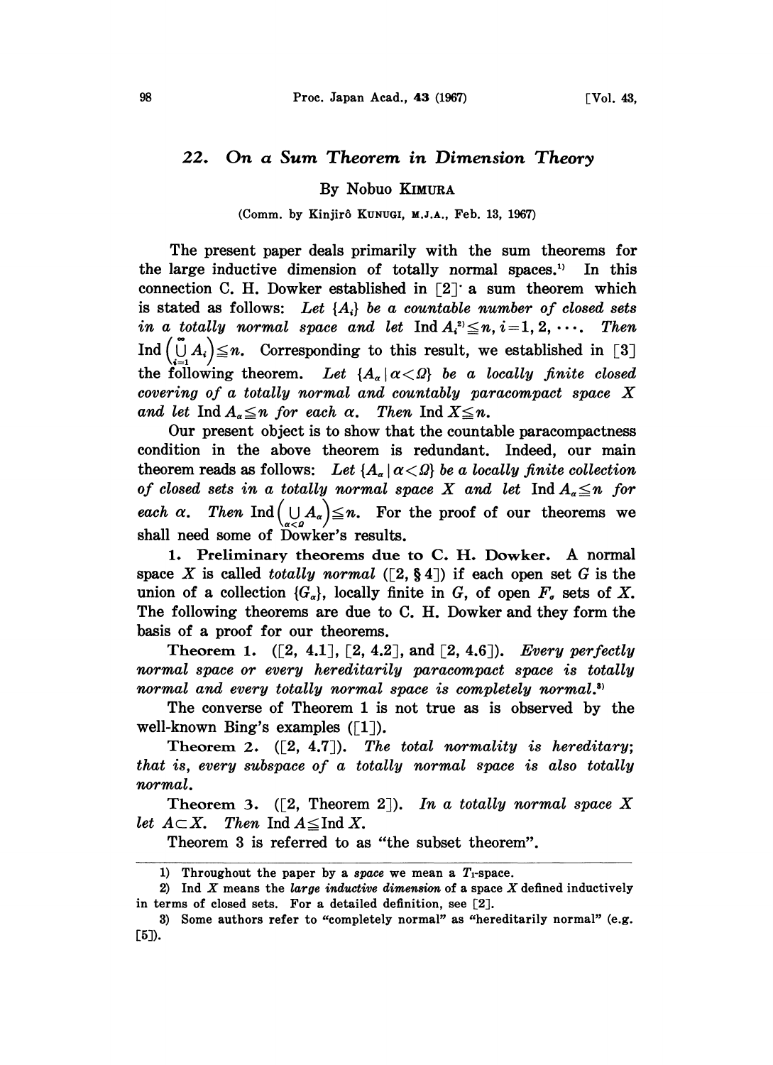## 22. On a Sum Theorem in Dimension Theory

By Nobuo KIMURA

(Comm. by Kinjirô KUNUGI, M.J.A., Feb. 13, 1967)

The present paper deals primarily with the sum theorems for the large inductive dimension of totally normal spaces.[1] In this connection C. H. Dowker established in [2] a sum theorem which is stated as follows: *Let $\{A_i\}$ be a countable number of closed sets in a totally normal space and let* $\operatorname{Ind} A_i$[2] $\leqq n$, $i=1, 2, \cdots$. *Then* $\operatorname{Ind}\left(\bigcup_{i=1}^{\infty} A_i\right) \leqq n$. Corresponding to this result, we established in [3] the following theorem. *Let $\{A_\alpha \mid \alpha < \Omega\}$ be a locally finite closed covering of a totally normal and countably paracompact space $X$ and let $\operatorname{Ind} A_\alpha \leqq n$ for each $\alpha$. Then $\operatorname{Ind} X \leqq n$.*

Our present object is to show that the countable paracompactness condition in the above theorem is redundant. Indeed, our main theorem reads as follows: *Let $\{A_\alpha \mid \alpha < \Omega\}$ be a locally finite collection of closed sets in a totally normal space $X$ and let $\operatorname{Ind} A_\alpha \leqq n$ for each $\alpha$. Then $\operatorname{Ind}\left(\bigcup_{\alpha<\Omega} A_\alpha\right) \leqq n$.* For the proof of our theorems we shall need some of Dowker's results.

**1. Preliminary theorems due to C. H. Dowker.** A normal space $X$ is called *totally normal* ([2, § 4]) if each open set $G$ is the union of a collection $\{G_\alpha\}$, locally finite in $G$, of open $F_\sigma$ sets of $X$. The following theorems are due to C. H. Dowker and they form the basis of a proof for our theorems.

**Theorem 1.** ([2, 4.1], [2, 4.2], and [2, 4.6]). *Every perfectly normal space or every hereditarily paracompact space is totally normal and every totally normal space is completely normal.*[3]

The converse of Theorem 1 is not true as is observed by the well-known Bing's examples ([1]).

**Theorem 2.** ([2, 4.7]). *The total normality is hereditary; that is, every subspace of a totally normal space is also totally normal.*

**Theorem 3.** ([2, Theorem 2]). *In a totally normal space $X$ let $A \subset X$. Then $\operatorname{Ind} A \leqq \operatorname{Ind} X$.*

Theorem 3 is referred to as "the subset theorem".

---

1) Throughout the paper by a *space* we mean a $T_1$-space.

2) Ind $X$ means the *large inductive dimension* of a space $X$ defined inductively in terms of closed sets. For a detailed definition, see [2].

3) Some authors refer to "completely normal" as "hereditarily normal" (e.g. [5]).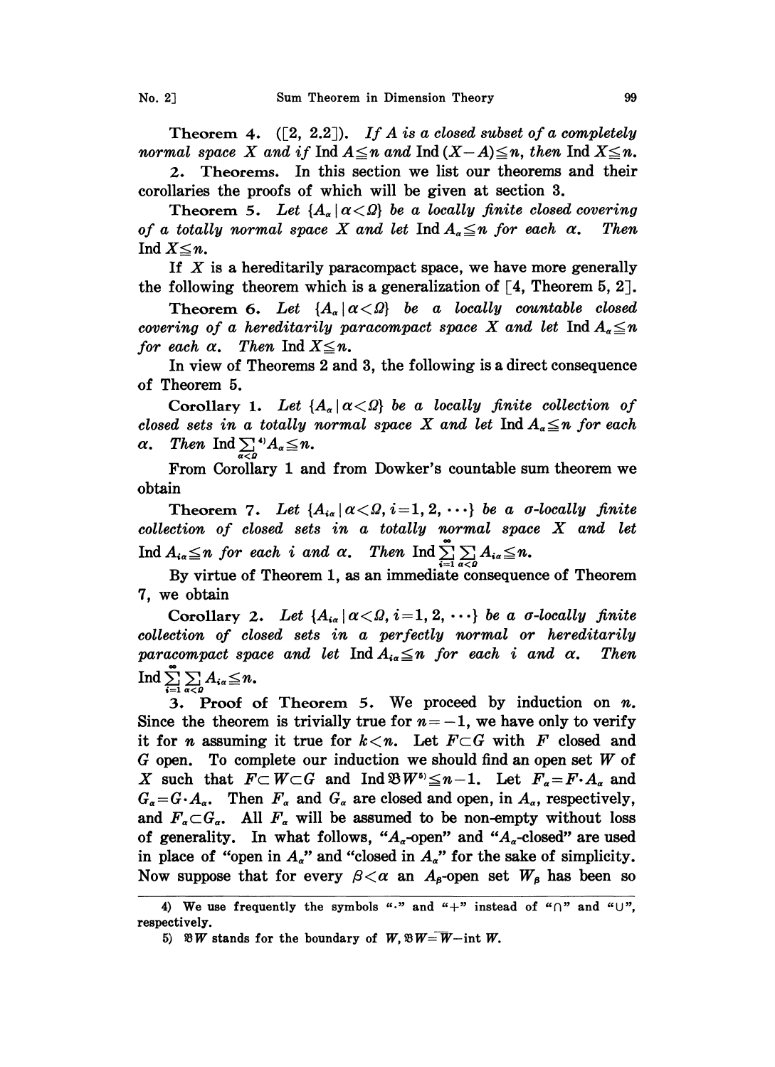**Theorem 4.** ([2, 2.2]). *If $A$ is a closed subset of a completely normal space $X$ and if* $\operatorname{Ind} A \leqq n$ *and* $\operatorname{Ind}(X-A) \leqq n$, *then* $\operatorname{Ind} X \leqq n$.

## 2. Theorems.

In this section we list our theorems and their corollaries the proofs of which will be given at section 3.

**Theorem 5.** *Let $\{A_\alpha \mid \alpha < \Omega\}$ be a locally finite closed covering of a totally normal space $X$ and let* $\operatorname{Ind} A_\alpha \leqq n$ *for each* $\alpha$. *Then* $\operatorname{Ind} X \leqq n$.

If $X$ is a hereditarily paracompact space, we have more generally the following theorem which is a generalization of [4, Theorem 5, 2].

**Theorem 6.** *Let $\{A_\alpha \mid \alpha < \Omega\}$ be a locally countable closed covering of a hereditarily paracompact space $X$ and let* $\operatorname{Ind} A_\alpha \leqq n$ *for each* $\alpha$. *Then* $\operatorname{Ind} X \leqq n$.

In view of Theorems 2 and 3, the following is a direct consequence of Theorem 5.

**Corollary 1.** *Let $\{A_\alpha \mid \alpha < \Omega\}$ be a locally finite collection of closed sets in a totally normal space $X$ and let* $\operatorname{Ind} A_\alpha \leqq n$ *for each* $\alpha$. *Then* $\operatorname{Ind} \sum_{\alpha<\Omega}$[4] $A_\alpha \leqq n$.

From Corollary 1 and from Dowker's countable sum theorem we obtain

**Theorem 7.** *Let $\{A_{i\alpha} \mid \alpha < \Omega, i=1, 2, \cdots\}$ be a $\sigma$-locally finite collection of closed sets in a totally normal space $X$ and let* $\operatorname{Ind} A_{i\alpha} \leqq n$ *for each $i$ and $\alpha$. Then* $\operatorname{Ind} \sum_{i=1}^{\infty} \sum_{\alpha<\Omega} A_{i\alpha} \leqq n$.

By virtue of Theorem 1, as an immediate consequence of Theorem 7, we obtain

**Corollary 2.** *Let $\{A_{i\alpha} \mid \alpha < \Omega, i=1, 2, \cdots\}$ be a $\sigma$-locally finite collection of closed sets in a perfectly normal or hereditarily paracompact space and let* $\operatorname{Ind} A_{i\alpha} \leqq n$ *for each $i$ and $\alpha$. Then* $\operatorname{Ind} \sum_{i=1}^{\infty} \sum_{\alpha<\Omega} A_{i\alpha} \leqq n$.

## 3. Proof of Theorem 5.

We proceed by induction on $n$. Since the theorem is trivially true for $n=-1$, we have only to verify it for $n$ assuming it true for $k<n$. Let $F \subset G$ with $F$ closed and $G$ open. To complete our induction we should find an open set $W$ of $X$ such that $F \subset W \subset G$ and $\operatorname{Ind} \mathfrak{B}W$[5] $\leqq n-1$. Let $F_\alpha = F \cdot A_\alpha$ and $G_\alpha = G \cdot A_\alpha$. Then $F_\alpha$ and $G_\alpha$ are closed and open, in $A_\alpha$, respectively, and $F_\alpha \subset G_\alpha$. All $F_\alpha$ will be assumed to be non-empty without loss of generality. In what follows, "$A_\alpha$-open" and "$A_\alpha$-closed" are used in place of "open in $A_\alpha$" and "closed in $A_\alpha$" for the sake of simplicity. Now suppose that for every $\beta < \alpha$ an $A_\beta$-open set $W_\beta$ has been so

---

4) We use frequently the symbols "$\cdot$" and "$+$" instead of "$\cap$" and "$\cup$", respectively.

5) $\mathfrak{B}W$ stands for the boundary of $W$, $\mathfrak{B}W = \overline{W} - \operatorname{int} W$.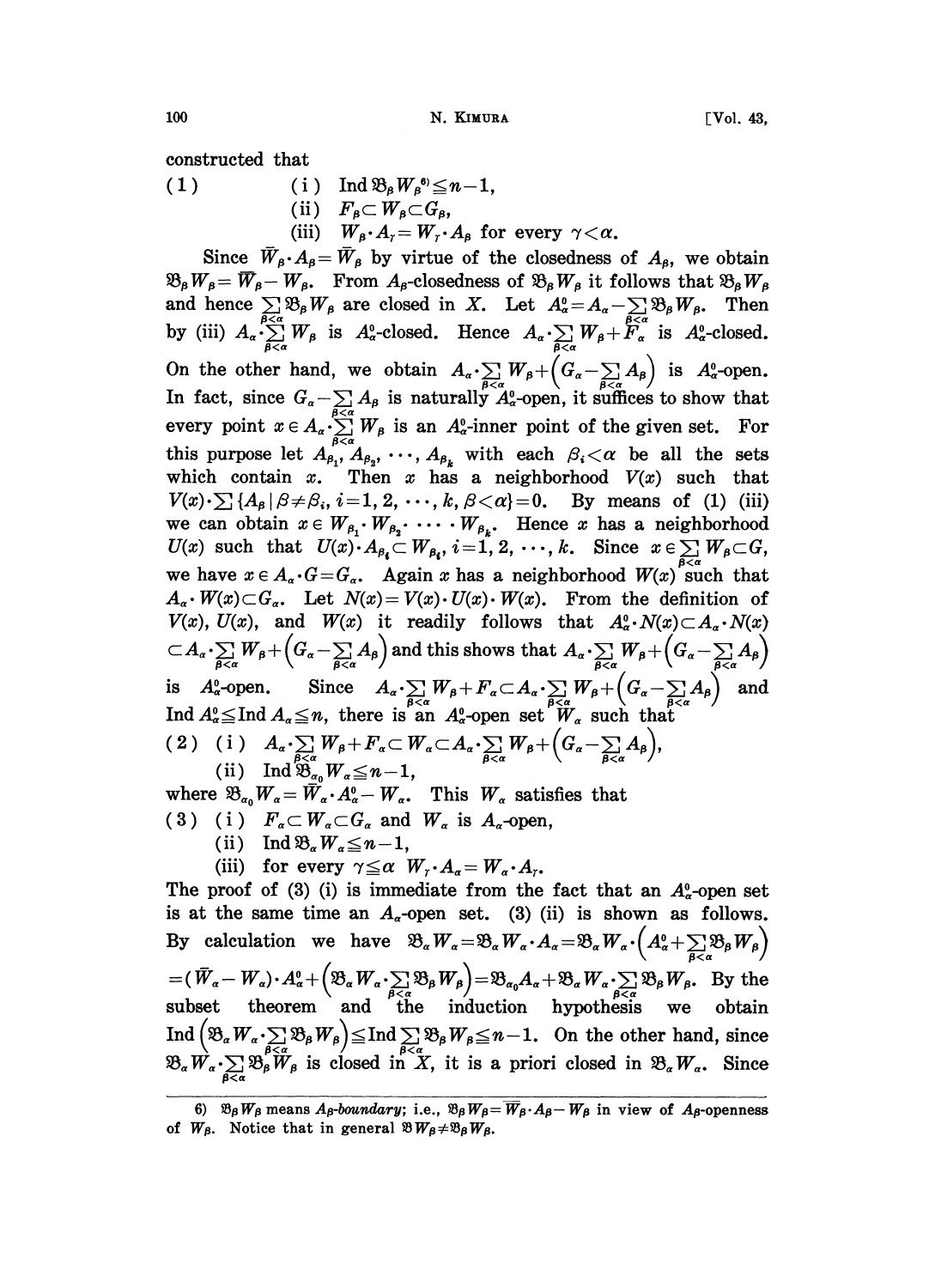constructed that

(1) (i) $\operatorname{Ind}\mathfrak{B}_\beta W_\beta$[6] $\leqq n-1$,

(ii) $F_\beta \subset W_\beta \subset G_\beta$,

(iii) $W_\beta \cdot A_\gamma = W_\gamma \cdot A_\beta$ for every $\gamma < \alpha$.

Since $\bar{W}_\beta \cdot A_\beta = \bar{W}_\beta$ by virtue of the closedness of $A_\beta$, we obtain $\mathfrak{B}_\beta W_\beta = \bar{W}_\beta - W_\beta$. From $A_\beta$-closedness of $\mathfrak{B}_\beta W_\beta$ it follows that $\mathfrak{B}_\beta W_\beta$ and hence $\sum_{\beta<\alpha} \mathfrak{B}_\beta W_\beta$ are closed in $X$. Let $A_\alpha^0 = A_\alpha - \sum_{\beta<\alpha} \mathfrak{B}_\beta W_\beta$. Then by (iii) $A_\alpha \cdot \sum_{\beta<\alpha} W_\beta$ is $A_\alpha^0$-closed. Hence $A_\alpha \cdot \sum_{\beta<\alpha} W_\beta + F_\alpha$ is $A_\alpha^0$-closed. On the other hand, we obtain $A_\alpha \cdot \sum_{\beta<\alpha} W_\beta + \left(G_\alpha - \sum_{\beta<\alpha} A_\beta\right)$ is $A_\alpha^0$-open. In fact, since $G_\alpha - \sum_{\beta<\alpha} A_\beta$ is naturally $A_\alpha^0$-open, it suffices to show that every point $x \in A_\alpha \cdot \sum_{\beta<\alpha} W_\beta$ is an $A_\alpha^0$-inner point of the given set. For this purpose let $A_{\beta_1}, A_{\beta_2}, \cdots, A_{\beta_k}$ with each $\beta_i < \alpha$ be all the sets which contain $x$. Then $x$ has a neighborhood $V(x)$ such that $V(x) \cdot \sum \{A_\beta \mid \beta \neq \beta_i,\ i=1,2,\cdots,k,\ \beta<\alpha\} = 0$. By means of (1) (iii) we can obtain $x \in W_{\beta_1} \cdot W_{\beta_2} \cdot \cdots \cdot W_{\beta_k}$. Hence $x$ has a neighborhood $U(x)$ such that $U(x) \cdot A_{\beta_i} \subset W_{\beta_i}$, $i=1,2,\cdots,k$. Since $x \in \sum_{\beta<\alpha} W_\beta \subset G$, we have $x \in A_\alpha \cdot G = G_\alpha$. Again $x$ has a neighborhood $W(x)$ such that $A_\alpha \cdot W(x) \subset G_\alpha$. Let $N(x) = V(x) \cdot U(x) \cdot W(x)$. From the definition of $V(x)$, $U(x)$, and $W(x)$ it readily follows that $A_\alpha^0 \cdot N(x) \subset A_\alpha \cdot N(x) \subset A_\alpha \cdot \sum_{\beta<\alpha} W_\beta + \left(G_\alpha - \sum_{\beta<\alpha} A_\beta\right)$ and this shows that $A_\alpha \cdot \sum_{\beta<\alpha} W_\beta + \left(G_\alpha - \sum_{\beta<\alpha} A_\beta\right)$ is $A_\alpha^0$-open. Since $A_\alpha \cdot \sum_{\beta<\alpha} W_\beta + F_\alpha \subset A_\alpha \cdot \sum_{\beta<\alpha} W_\beta + \left(G_\alpha - \sum_{\beta<\alpha} A_\beta\right)$ and $\operatorname{Ind} A_\alpha^0 \leqq \operatorname{Ind} A_\alpha \leqq n$, there is an $A_\alpha^0$-open set $W_\alpha$ such that

(2) (i) $A_\alpha \cdot \sum_{\beta<\alpha} W_\beta + F_\alpha \subset W_\alpha \subset A_\alpha \cdot \sum_{\beta<\alpha} W_\beta + \left(G_\alpha - \sum_{\beta<\alpha} A_\beta\right)$,

(ii) $\operatorname{Ind} \mathfrak{B}_{\alpha_0} W_\alpha \leqq n-1$,

where $\mathfrak{B}_{\alpha_0} W_\alpha = \bar{W}_\alpha \cdot A_\alpha^0 - W_\alpha$. This $W_\alpha$ satisfies that

(3) (i) $F_\alpha \subset W_\alpha \subset G_\alpha$ and $W_\alpha$ is $A_\alpha$-open,

(ii) $\operatorname{Ind} \mathfrak{B}_\alpha W_\alpha \leqq n-1$,

(iii) for every $\gamma \leqq \alpha$ $W_\gamma \cdot A_\alpha = W_\alpha \cdot A_\gamma$.

The proof of (3) (i) is immediate from the fact that an $A_\alpha^0$-open set is at the same time an $A_\alpha$-open set. (3) (ii) is shown as follows. By calculation we have $\mathfrak{B}_\alpha W_\alpha = \mathfrak{B}_\alpha W_\alpha \cdot A_\alpha = \mathfrak{B}_\alpha W_\alpha \cdot \left(A_\alpha^0 + \sum_{\beta<\alpha} \mathfrak{B}_\beta W_\beta\right)$ $= (\bar{W}_\alpha - W_\alpha) \cdot A_\alpha^0 + \left(\mathfrak{B}_\alpha W_\alpha \cdot \sum_{\beta<\alpha} \mathfrak{B}_\beta W_\beta\right) = \mathfrak{B}_{\alpha_0} A_\alpha + \mathfrak{B}_\alpha W_\alpha \cdot \sum_{\beta<\alpha} \mathfrak{B}_\beta W_\beta$. By the subset theorem and the induction hypothesis we obtain $\operatorname{Ind}\left(\mathfrak{B}_\alpha W_\alpha \cdot \sum_{\beta<\alpha} \mathfrak{B}_\beta W_\beta\right) \leqq \operatorname{Ind} \sum_{\beta<\alpha} \mathfrak{B}_\beta W_\beta \leqq n-1$. On the other hand, since $\mathfrak{B}_\alpha W_\alpha \cdot \sum_{\beta<\alpha} \mathfrak{B}_\beta W_\beta$ is closed in $X$, it is a priori closed in $\mathfrak{B}_\alpha W_\alpha$. Since

---

6) $\mathfrak{B}_\beta W_\beta$ means *$A_\beta$-boundary*; i.e., $\mathfrak{B}_\beta W_\beta = \bar{W}_\beta \cdot A_\beta - W_\beta$ in view of $A_\beta$-openness of $W_\beta$. Notice that in general $\mathfrak{B} W_\beta \neq \mathfrak{B}_\beta W_\beta$.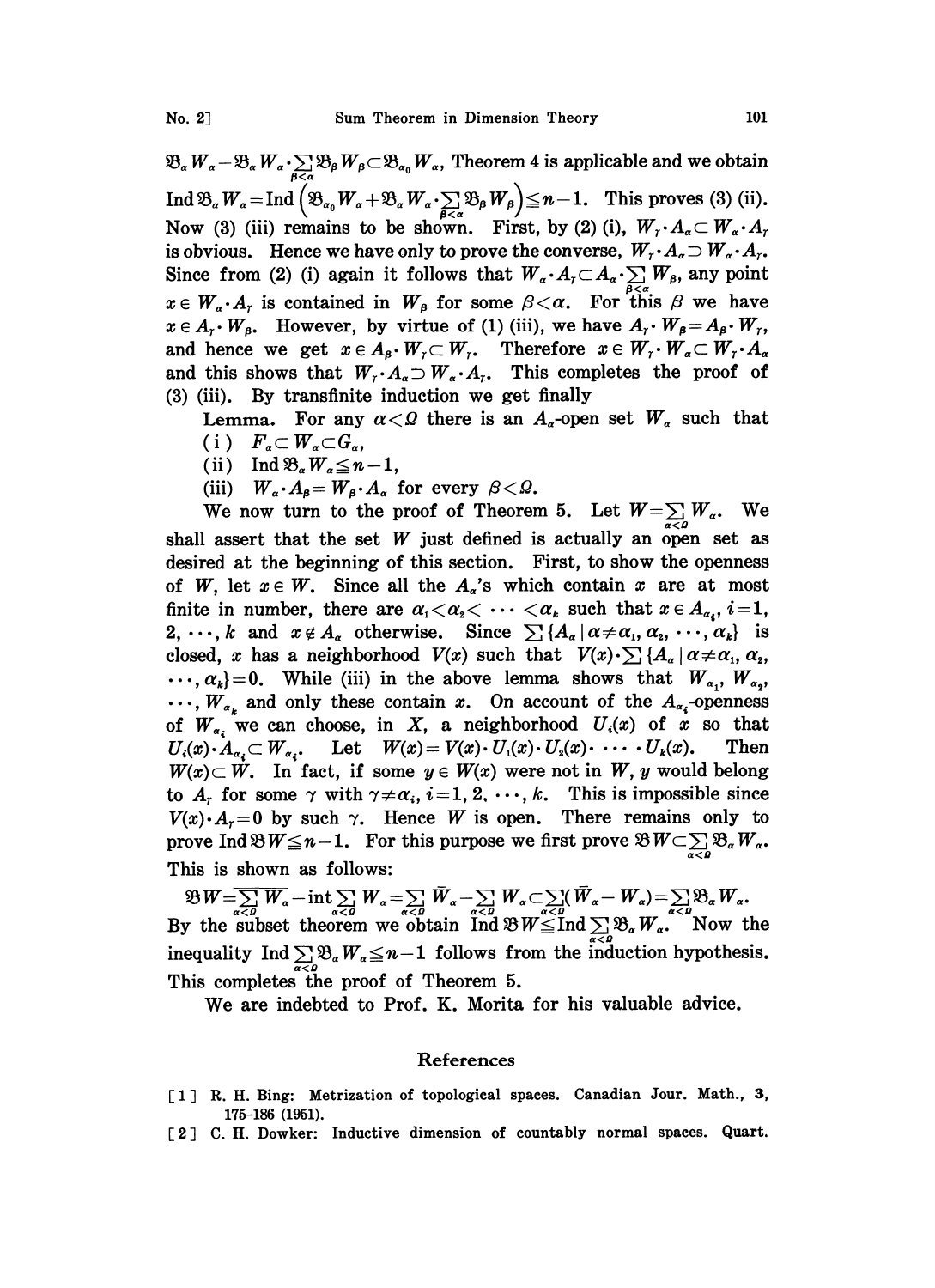$\mathfrak{B}_\alpha W_\alpha - \mathfrak{B}_\alpha W_\alpha \cdot \sum_{\beta<\alpha} \mathfrak{B}_\beta W_\beta \subset \mathfrak{B}_{\alpha_0} W_\alpha$, Theorem 4 is applicable and we obtain $\operatorname{Ind} \mathfrak{B}_\alpha W_\alpha = \operatorname{Ind} \left( \mathfrak{B}_{\alpha_0} W_\alpha + \mathfrak{B}_\alpha W_\alpha \cdot \sum_{\beta<\alpha} \mathfrak{B}_\beta W_\beta \right) \leqq n-1$. This proves (3) (ii). Now (3) (iii) remains to be shown. First, by (2) (i), $W_\gamma \cdot A_\alpha \subset W_\alpha \cdot A_\gamma$ is obvious. Hence we have only to prove the converse, $W_\gamma \cdot A_\alpha \supset W_\alpha \cdot A_\gamma$. Since from (2) (i) again it follows that $W_\alpha \cdot A_\gamma \subset A_\alpha \cdot \sum_{\beta<\alpha} W_\beta$, any point $x \in W_\alpha \cdot A_\gamma$ is contained in $W_\beta$ for some $\beta < \alpha$. For this $\beta$ we have $x \in A_\gamma \cdot W_\beta$. However, by virtue of (1) (iii), we have $A_\gamma \cdot W_\beta = A_\beta \cdot W_\gamma$, and hence we get $x \in A_\beta \cdot W_\gamma \subset W_\gamma$. Therefore $x \in W_\gamma \cdot W_\alpha \subset W_\gamma \cdot A_\alpha$ and this shows that $W_\gamma \cdot A_\alpha \supset W_\alpha \cdot A_\gamma$. This completes the proof of (3) (iii). By transfinite induction we get finally

**Lemma.** *For any $\alpha < \Omega$ there is an $A_\alpha$-open set $W_\alpha$ such that*

(i) $F_\alpha \subset W_\alpha \subset G_\alpha$,

(ii) $\operatorname{Ind} \mathfrak{B}_\alpha W_\alpha \leqq n-1$,

(iii) $W_\alpha \cdot A_\beta = W_\beta \cdot A_\alpha$ *for every* $\beta < \Omega$.

We now turn to the proof of Theorem 5. Let $W = \sum_{\alpha<\Omega} W_\alpha$. We shall assert that the set $W$ just defined is actually an open set as desired at the beginning of this section. First, to show the openness of $W$, let $x \in W$. Since all the $A_\alpha$'s which contain $x$ are at most finite in number, there are $\alpha_1 < \alpha_2 < \cdots < \alpha_k$ such that $x \in A_{\alpha_i}$, $i=1, 2, \cdots, k$ and $x \notin A_\alpha$ otherwise. Since $\sum \{A_\alpha \mid \alpha \neq \alpha_1, \alpha_2, \cdots, \alpha_k\}$ is closed, $x$ has a neighborhood $V(x)$ such that $V(x) \cdot \sum \{A_\alpha \mid \alpha \neq \alpha_1, \alpha_2, \cdots, \alpha_k\} = 0$. While (iii) in the above lemma shows that $W_{\alpha_1}, W_{\alpha_2}, \cdots, W_{\alpha_k}$ and only these contain $x$. On account of the $A_{\alpha_i}$-openness of $W_{\alpha_i}$ we can choose, in $X$, a neighborhood $U_i(x)$ of $x$ so that $U_i(x) \cdot A_{\alpha_i} \subset W_{\alpha_i}$. Let $W(x) = V(x) \cdot U_1(x) \cdot U_2(x) \cdot \cdots \cdot U_k(x)$. Then $W(x) \subset W$. In fact, if some $y \in W(x)$ were not in $W$, $y$ would belong to $A_\gamma$ for some $\gamma$ with $\gamma \neq \alpha_i$, $i=1, 2, \cdots, k$. This is impossible since $V(x) \cdot A_\gamma = 0$ by such $\gamma$. Hence $W$ is open. There remains only to prove $\operatorname{Ind} \mathfrak{B} W \leqq n-1$. For this purpose we first prove $\mathfrak{B} W \subset \sum_{\alpha<\Omega} \mathfrak{B}_\alpha W_\alpha$. This is shown as follows:

$$\mathfrak{B} W = \overline{\sum_{\alpha<\Omega} W_\alpha} - \operatorname{int} \sum_{\alpha<\Omega} W_\alpha = \sum_{\alpha<\Omega} \bar{W}_\alpha - \sum_{\alpha<\Omega} W_\alpha \subset \sum_{\alpha<\Omega} (\bar{W}_\alpha - W_\alpha) = \sum_{\alpha<\Omega} \mathfrak{B}_\alpha W_\alpha.$$

By the subset theorem we obtain $\operatorname{Ind} \mathfrak{B} W \leqq \operatorname{Ind} \sum_{\alpha<\Omega} \mathfrak{B}_\alpha W_\alpha$. Now the inequality $\operatorname{Ind} \sum_{\alpha<\Omega} \mathfrak{B}_\alpha W_\alpha \leqq n-1$ follows from the induction hypothesis. This completes the proof of Theorem 5.

We are indebted to Prof. K. Morita for his valuable advice.

## References

[1] R. H. Bing: Metrization of topological spaces. Canadian Jour. Math., **3**, 175–186 (1951).

[2] C. H. Dowker: Inductive dimension of countably normal spaces. Quart.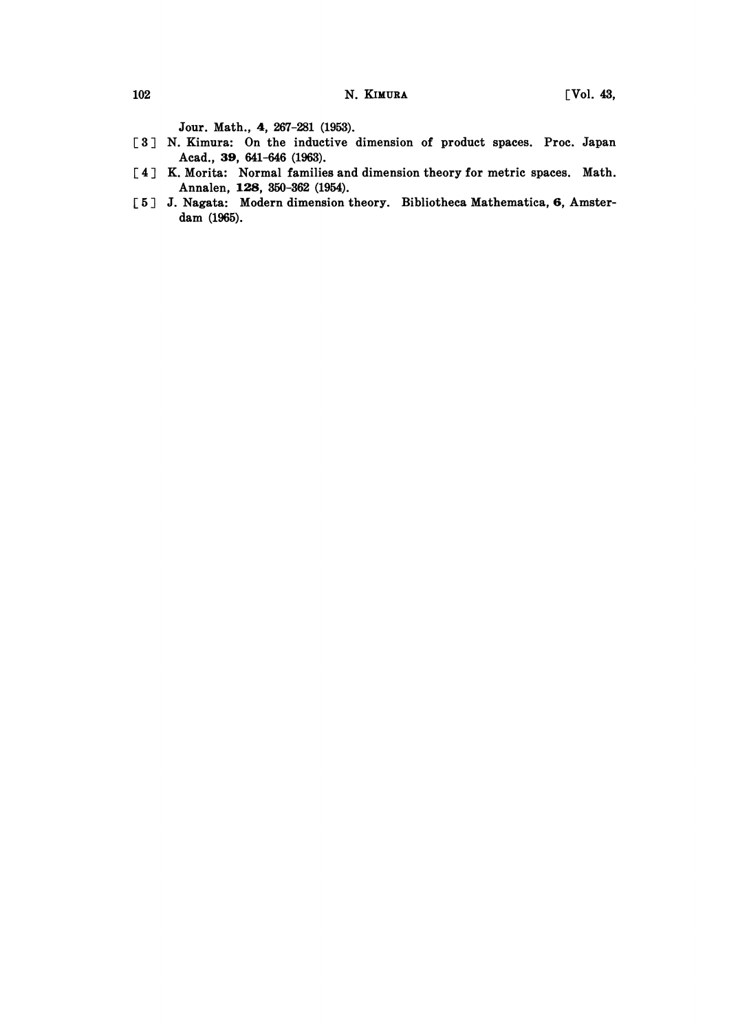Jour. Math., **4**, 267–281 (1953).

[3] N. Kimura: On the inductive dimension of product spaces. Proc. Japan Acad., **39**, 641–646 (1963).

[4] K. Morita: Normal families and dimension theory for metric spaces. Math. Annalen, **128**, 350–362 (1954).

[5] J. Nagata: Modern dimension theory. Bibliotheca Mathematica, **6**, Amsterdam (1965).